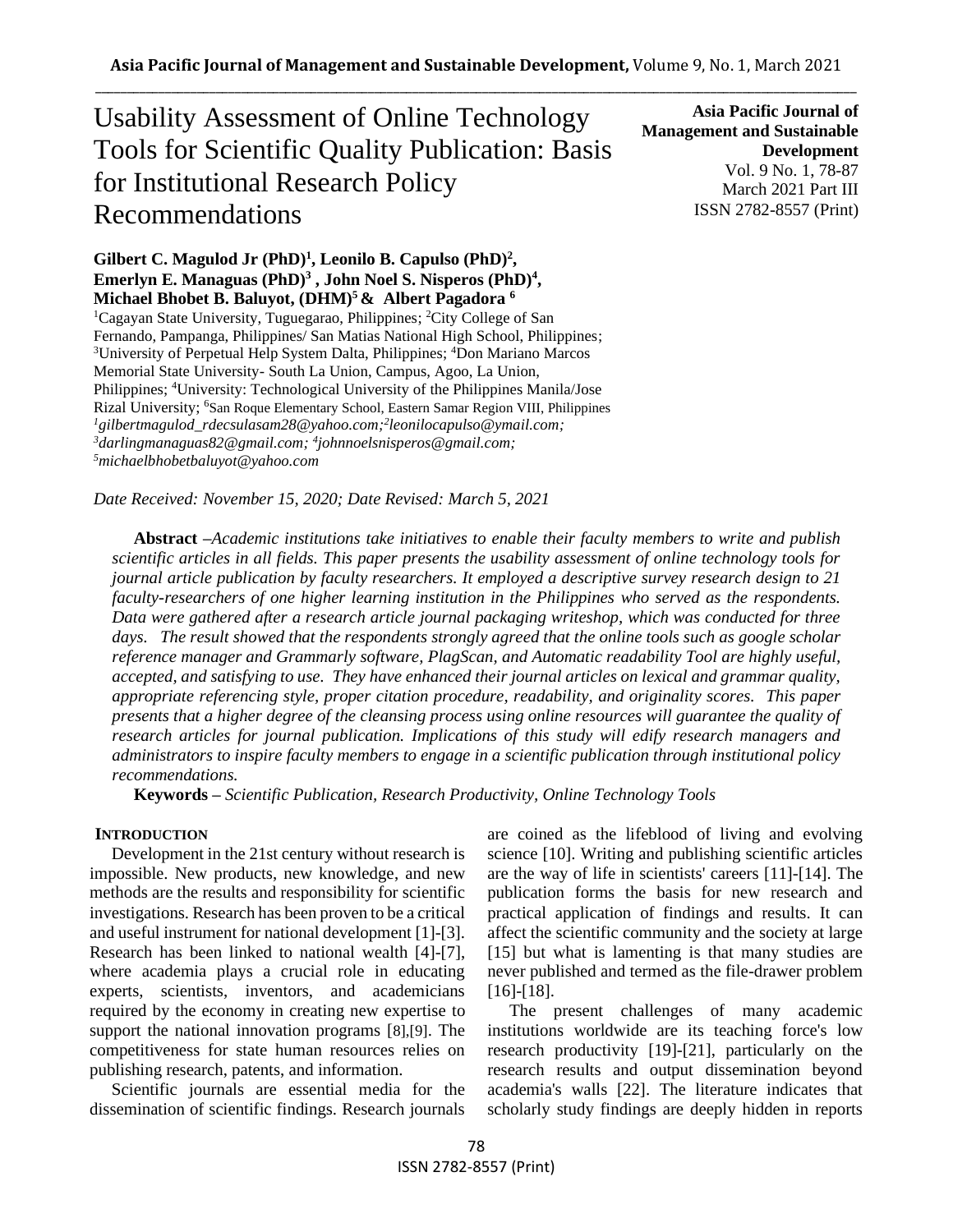# Usability Assessment of Online Technology Tools for Scientific Quality Publication: Basis for Institutional Research Policy Recommendations

**Asia Pacific Journal of Management and Sustainable Development**
Vol. 9 No. 1, 78-87
March 2021 Part III
ISSN 2782-8557 (Print)

**Gilbert C. Magulod Jr (PhD)[1], Leonilo B. Capulso (PhD)[2], Emerlyn E. Managuas (PhD)[3], John Noel S. Nisperos (PhD)[4], Michael Bhobet B. Baluyot, (DHM)[5] & Albert Pagadora [6]**

[1]Cagayan State University, Tuguegarao, Philippines; [2]City College of San Fernando, Pampanga, Philippines/ San Matias National High School, Philippines; [3]University of Perpetual Help System Dalta, Philippines; [4]Don Mariano Marcos Memorial State University- South La Union, Campus, Agoo, La Union, Philippines; [4]University: Technological University of the Philippines Manila/Jose Rizal University; [6]San Roque Elementary School, Eastern Samar Region VIII, Philippines

[1]*gilbertmagulod_rdecsulasam28@yahoo.com;*[2]*leonilocapulso@ymail.com;* [3]*darlingmanaguas82@gmail.com;* [4]*johnnoelsnisperos@gmail.com;* [5]*michaelbhobetbaluyot@yahoo.com*

*Date Received: November 15, 2020; Date Revised: March 5, 2021*

**Abstract** –*Academic institutions take initiatives to enable their faculty members to write and publish scientific articles in all fields. This paper presents the usability assessment of online technology tools for journal article publication by faculty researchers. It employed a descriptive survey research design to 21 faculty-researchers of one higher learning institution in the Philippines who served as the respondents. Data were gathered after a research article journal packaging writeshop, which was conducted for three days. The result showed that the respondents strongly agreed that the online tools such as google scholar reference manager and Grammarly software, PlagScan, and Automatic readability Tool are highly useful, accepted, and satisfying to use. They have enhanced their journal articles on lexical and grammar quality, appropriate referencing style, proper citation procedure, readability, and originality scores. This paper presents that a higher degree of the cleansing process using online resources will guarantee the quality of research articles for journal publication. Implications of this study will edify research managers and administrators to inspire faculty members to engage in a scientific publication through institutional policy recommendations.*

**Keywords** – *Scientific Publication, Research Productivity, Online Technology Tools*

## INTRODUCTION

Development in the 21st century without research is impossible. New products, new knowledge, and new methods are the results and responsibility for scientific investigations. Research has been proven to be a critical and useful instrument for national development [1]-[3]. Research has been linked to national wealth [4]-[7], where academia plays a crucial role in educating experts, scientists, inventors, and academicians required by the economy in creating new expertise to support the national innovation programs [8],[9]. The competitiveness for state human resources relies on publishing research, patents, and information.

Scientific journals are essential media for the dissemination of scientific findings. Research journals are coined as the lifeblood of living and evolving science [10]. Writing and publishing scientific articles are the way of life in scientists' careers [11]-[14]. The publication forms the basis for new research and practical application of findings and results. It can affect the scientific community and the society at large [15] but what is lamenting is that many studies are never published and termed as the file-drawer problem [16]-[18].

The present challenges of many academic institutions worldwide are its teaching force's low research productivity [19]-[21], particularly on the research results and output dissemination beyond academia's walls [22]. The literature indicates that scholarly study findings are deeply hidden in reports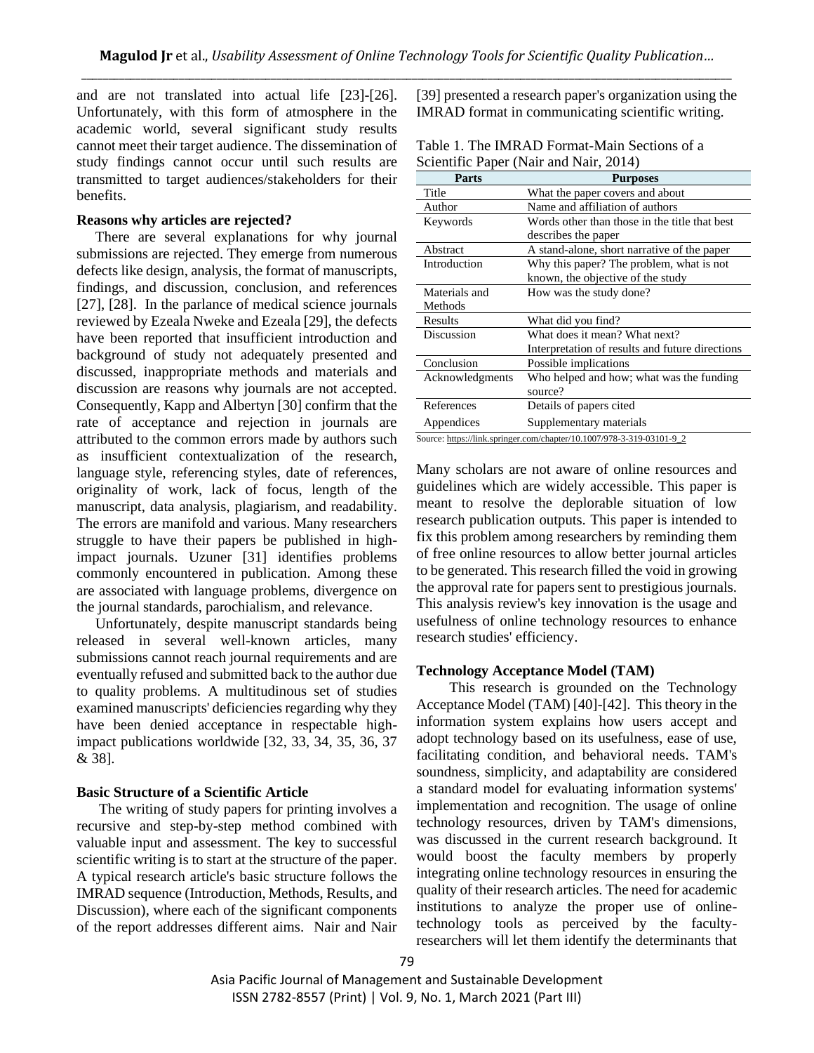and are not translated into actual life [23]-[26]. Unfortunately, with this form of atmosphere in the academic world, several significant study results cannot meet their target audience. The dissemination of study findings cannot occur until such results are transmitted to target audiences/stakeholders for their benefits.

**Reasons why articles are rejected?**

There are several explanations for why journal submissions are rejected. They emerge from numerous defects like design, analysis, the format of manuscripts, findings, and discussion, conclusion, and references [27], [28]. In the parlance of medical science journals reviewed by Ezeala Nweke and Ezeala [29], the defects have been reported that insufficient introduction and background of study not adequately presented and discussed, inappropriate methods and materials and discussion are reasons why journals are not accepted. Consequently, Kapp and Albertyn [30] confirm that the rate of acceptance and rejection in journals are attributed to the common errors made by authors such as insufficient contextualization of the research, language style, referencing styles, date of references, originality of work, lack of focus, length of the manuscript, data analysis, plagiarism, and readability. The errors are manifold and various. Many researchers struggle to have their papers be published in high-impact journals. Uzuner [31] identifies problems commonly encountered in publication. Among these are associated with language problems, divergence on the journal standards, parochialism, and relevance.

Unfortunately, despite manuscript standards being released in several well-known articles, many submissions cannot reach journal requirements and are eventually refused and submitted back to the author due to quality problems. A multitudinous set of studies examined manuscripts' deficiencies regarding why they have been denied acceptance in respectable high-impact publications worldwide [32, 33, 34, 35, 36, 37 & 38].

**Basic Structure of a Scientific Article**

The writing of study papers for printing involves a recursive and step-by-step method combined with valuable input and assessment. The key to successful scientific writing is to start at the structure of the paper. A typical research article's basic structure follows the IMRAD sequence (Introduction, Methods, Results, and Discussion), where each of the significant components of the report addresses different aims. Nair and Nair [39] presented a research paper's organization using the IMRAD format in communicating scientific writing.

Table 1. The IMRAD Format-Main Sections of a Scientific Paper (Nair and Nair, 2014)

| Parts | Purposes |
|---|---|
| Title | What the paper covers and about |
| Author | Name and affiliation of authors |
| Keywords | Words other than those in the title that best describes the paper |
| Abstract | A stand-alone, short narrative of the paper |
| Introduction | Why this paper? The problem, what is not known, the objective of the study |
| Materials and Methods | How was the study done? |
| Results | What did you find? |
| Discussion | What does it mean? What next? Interpretation of results and future directions |
| Conclusion | Possible implications |
| Acknowledgments | Who helped and how; what was the funding source? |
| References | Details of papers cited |
| Appendices | Supplementary materials |

Source: https://link.springer.com/chapter/10.1007/978-3-319-03101-9_2

Many scholars are not aware of online resources and guidelines which are widely accessible. This paper is meant to resolve the deplorable situation of low research publication outputs. This paper is intended to fix this problem among researchers by reminding them of free online resources to allow better journal articles to be generated. This research filled the void in growing the approval rate for papers sent to prestigious journals. This analysis review's key innovation is the usage and usefulness of online technology resources to enhance research studies' efficiency.

**Technology Acceptance Model (TAM)**

This research is grounded on the Technology Acceptance Model (TAM) [40]-[42]. This theory in the information system explains how users accept and adopt technology based on its usefulness, ease of use, facilitating condition, and behavioral needs. TAM's soundness, simplicity, and adaptability are considered a standard model for evaluating information systems' implementation and recognition. The usage of online technology resources, driven by TAM's dimensions, was discussed in the current research background. It would boost the faculty members by properly integrating online technology resources in ensuring the quality of their research articles. The need for academic institutions to analyze the proper use of online-technology tools as perceived by the faculty-researchers will let them identify the determinants that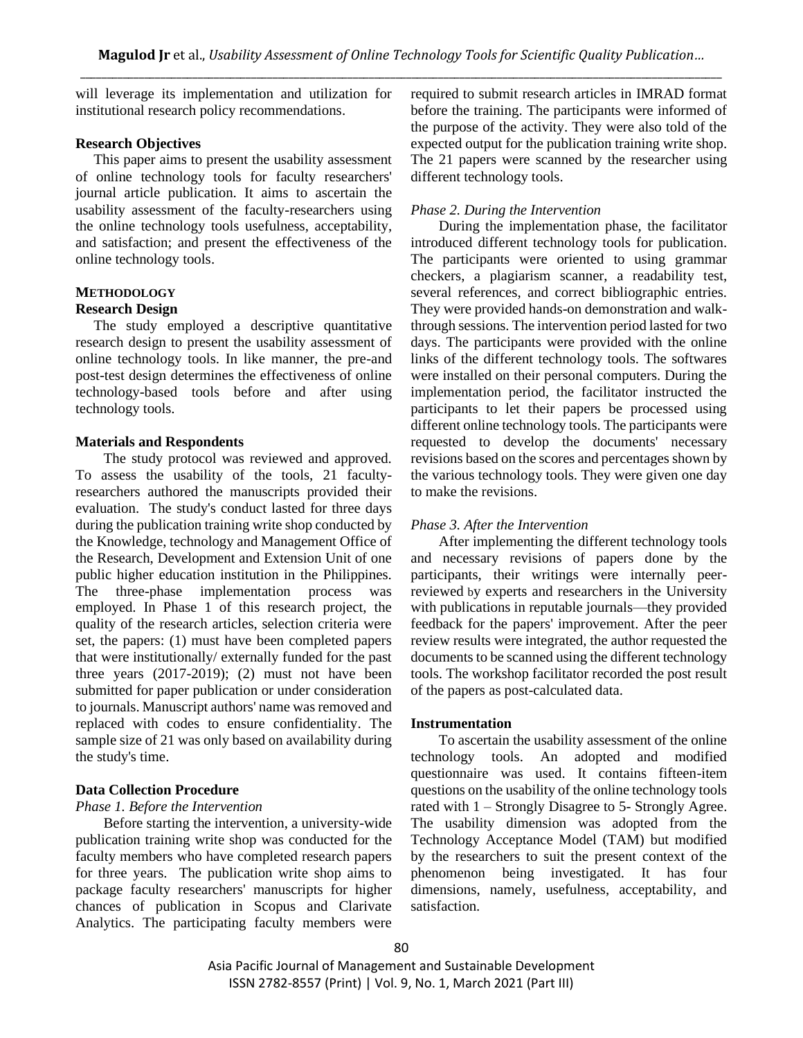will leverage its implementation and utilization for institutional research policy recommendations.

**Research Objectives**

This paper aims to present the usability assessment of online technology tools for faculty researchers' journal article publication. It aims to ascertain the usability assessment of the faculty-researchers using the online technology tools usefulness, acceptability, and satisfaction; and present the effectiveness of the online technology tools.

## METHODOLOGY

**Research Design**

The study employed a descriptive quantitative research design to present the usability assessment of online technology tools. In like manner, the pre-and post-test design determines the effectiveness of online technology-based tools before and after using technology tools.

**Materials and Respondents**

The study protocol was reviewed and approved. To assess the usability of the tools, 21 faculty-researchers authored the manuscripts provided their evaluation. The study's conduct lasted for three days during the publication training write shop conducted by the Knowledge, technology and Management Office of the Research, Development and Extension Unit of one public higher education institution in the Philippines. The three-phase implementation process was employed. In Phase 1 of this research project, the quality of the research articles, selection criteria were set, the papers: (1) must have been completed papers that were institutionally/ externally funded for the past three years (2017-2019); (2) must not have been submitted for paper publication or under consideration to journals. Manuscript authors' name was removed and replaced with codes to ensure confidentiality. The sample size of 21 was only based on availability during the study's time.

**Data Collection Procedure**

*Phase 1. Before the Intervention*

Before starting the intervention, a university-wide publication training write shop was conducted for the faculty members who have completed research papers for three years. The publication write shop aims to package faculty researchers' manuscripts for higher chances of publication in Scopus and Clarivate Analytics. The participating faculty members were required to submit research articles in IMRAD format before the training. The participants were informed of the purpose of the activity. They were also told of the expected output for the publication training write shop. The 21 papers were scanned by the researcher using different technology tools.

*Phase 2. During the Intervention*

During the implementation phase, the facilitator introduced different technology tools for publication. The participants were oriented to using grammar checkers, a plagiarism scanner, a readability test, several references, and correct bibliographic entries. They were provided hands-on demonstration and walk-through sessions. The intervention period lasted for two days. The participants were provided with the online links of the different technology tools. The softwares were installed on their personal computers. During the implementation period, the facilitator instructed the participants to let their papers be processed using different online technology tools. The participants were requested to develop the documents' necessary revisions based on the scores and percentages shown by the various technology tools. They were given one day to make the revisions.

*Phase 3. After the Intervention*

After implementing the different technology tools and necessary revisions of papers done by the participants, their writings were internally peer-reviewed by experts and researchers in the University with publications in reputable journals—they provided feedback for the papers' improvement. After the peer review results were integrated, the author requested the documents to be scanned using the different technology tools. The workshop facilitator recorded the post result of the papers as post-calculated data.

**Instrumentation**

To ascertain the usability assessment of the online technology tools. An adopted and modified questionnaire was used. It contains fifteen-item questions on the usability of the online technology tools rated with 1 – Strongly Disagree to 5- Strongly Agree. The usability dimension was adopted from the Technology Acceptance Model (TAM) but modified by the researchers to suit the present context of the phenomenon being investigated. It has four dimensions, namely, usefulness, acceptability, and satisfaction.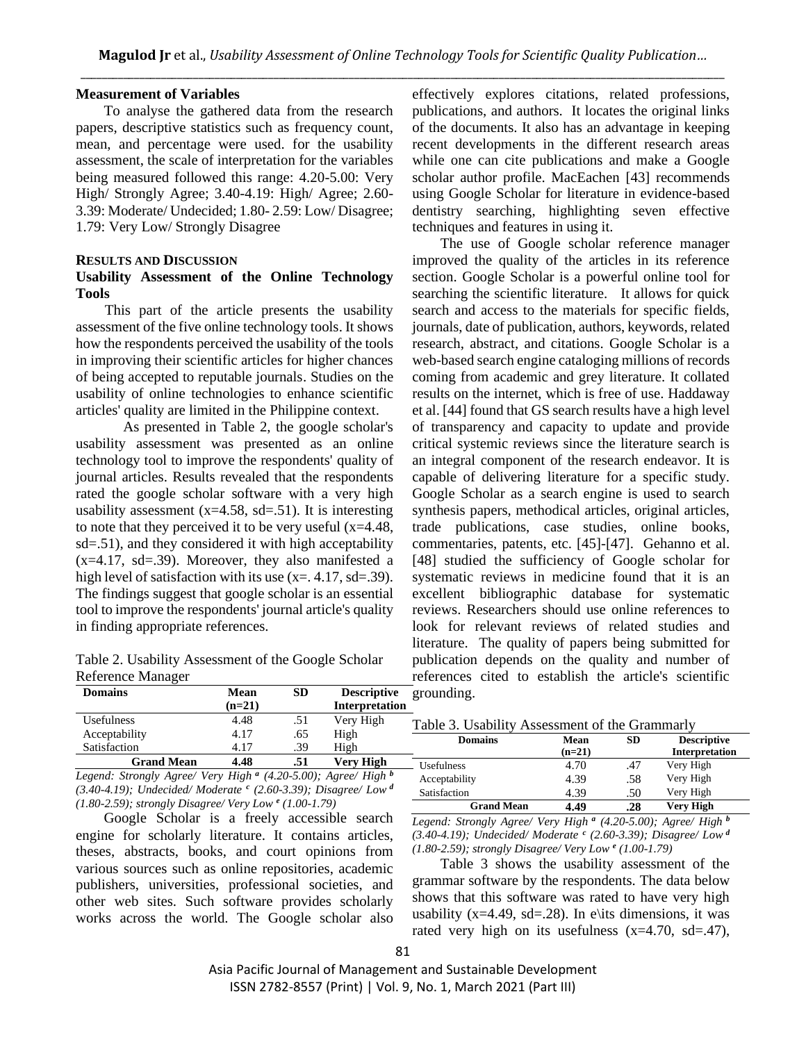**Measurement of Variables**

To analyse the gathered data from the research papers, descriptive statistics such as frequency count, mean, and percentage were used. for the usability assessment, the scale of interpretation for the variables being measured followed this range: 4.20-5.00: Very High/ Strongly Agree; 3.40-4.19: High/ Agree; 2.60-3.39: Moderate/ Undecided; 1.80- 2.59: Low/ Disagree; 1.79: Very Low/ Strongly Disagree

## RESULTS AND DISCUSSION

### Usability Assessment of the Online Technology Tools

This part of the article presents the usability assessment of the five online technology tools. It shows how the respondents perceived the usability of the tools in improving their scientific articles for higher chances of being accepted to reputable journals. Studies on the usability of online technologies to enhance scientific articles' quality are limited in the Philippine context.

As presented in Table 2, the google scholar's usability assessment was presented as an online technology tool to improve the respondents' quality of journal articles. Results revealed that the respondents rated the google scholar software with a very high usability assessment (x=4.58, sd=.51). It is interesting to note that they perceived it to be very useful (x=4.48, sd=.51), and they considered it with high acceptability (x=4.17, sd=.39). Moreover, they also manifested a high level of satisfaction with its use (x=. 4.17, sd=.39). The findings suggest that google scholar is an essential tool to improve the respondents' journal article's quality in finding appropriate references.

Table 2. Usability Assessment of the Google Scholar Reference Manager

| Domains | Mean (n=21) | SD | Descriptive Interpretation |
|---|---|---|---|
| Usefulness | 4.48 | .51 | Very High |
| Acceptability | 4.17 | .65 | High |
| Satisfaction | 4.17 | .39 | High |
| **Grand Mean** | **4.48** | **.51** | **Very High** |

*Legend: Strongly Agree/ Very High [a] (4.20-5.00); Agree/ High [b] (3.40-4.19); Undecided/ Moderate [c] (2.60-3.39); Disagree/ Low [d] (1.80-2.59); strongly Disagree/ Very Low [e] (1.00-1.79)*

Google Scholar is a freely accessible search engine for scholarly literature. It contains articles, theses, abstracts, books, and court opinions from various sources such as online repositories, academic publishers, universities, professional societies, and other web sites. Such software provides scholarly works across the world. The Google scholar also effectively explores citations, related professions, publications, and authors. It locates the original links of the documents. It also has an advantage in keeping recent developments in the different research areas while one can cite publications and make a Google scholar author profile. MacEachen [43] recommends using Google Scholar for literature in evidence-based dentistry searching, highlighting seven effective techniques and features in using it.

The use of Google scholar reference manager improved the quality of the articles in its reference section. Google Scholar is a powerful online tool for searching the scientific literature. It allows for quick search and access to the materials for specific fields, journals, date of publication, authors, keywords, related research, abstract, and citations. Google Scholar is a web-based search engine cataloging millions of records coming from academic and grey literature. It collated results on the internet, which is free of use. Haddaway et al. [44] found that GS search results have a high level of transparency and capacity to update and provide critical systemic reviews since the literature search is an integral component of the research endeavor. It is capable of delivering literature for a specific study. Google Scholar as a search engine is used to search synthesis papers, methodical articles, original articles, trade publications, case studies, online books, commentaries, patents, etc. [45]-[47]. Gehanno et al. [48] studied the sufficiency of Google scholar for systematic reviews in medicine found that it is an excellent bibliographic database for systematic reviews. Researchers should use online references to look for relevant reviews of related studies and literature. The quality of papers being submitted for publication depends on the quality and number of references cited to establish the article's scientific grounding.

Table 3. Usability Assessment of the Grammarly

| Domains | Mean (n=21) | SD | Descriptive Interpretation |
|---|---|---|---|
| Usefulness | 4.70 | .47 | Very High |
| Acceptability | 4.39 | .58 | Very High |
| Satisfaction | 4.39 | .50 | Very High |
| **Grand Mean** | **4.49** | **.28** | **Very High** |

*Legend: Strongly Agree/ Very High [a] (4.20-5.00); Agree/ High [b] (3.40-4.19); Undecided/ Moderate [c] (2.60-3.39); Disagree/ Low [d] (1.80-2.59); strongly Disagree/ Very Low [e] (1.00-1.79)*

Table 3 shows the usability assessment of the grammar software by the respondents. The data below shows that this software was rated to have very high usability (x=4.49, sd=.28). In e\its dimensions, it was rated very high on its usefulness (x=4.70, sd=.47),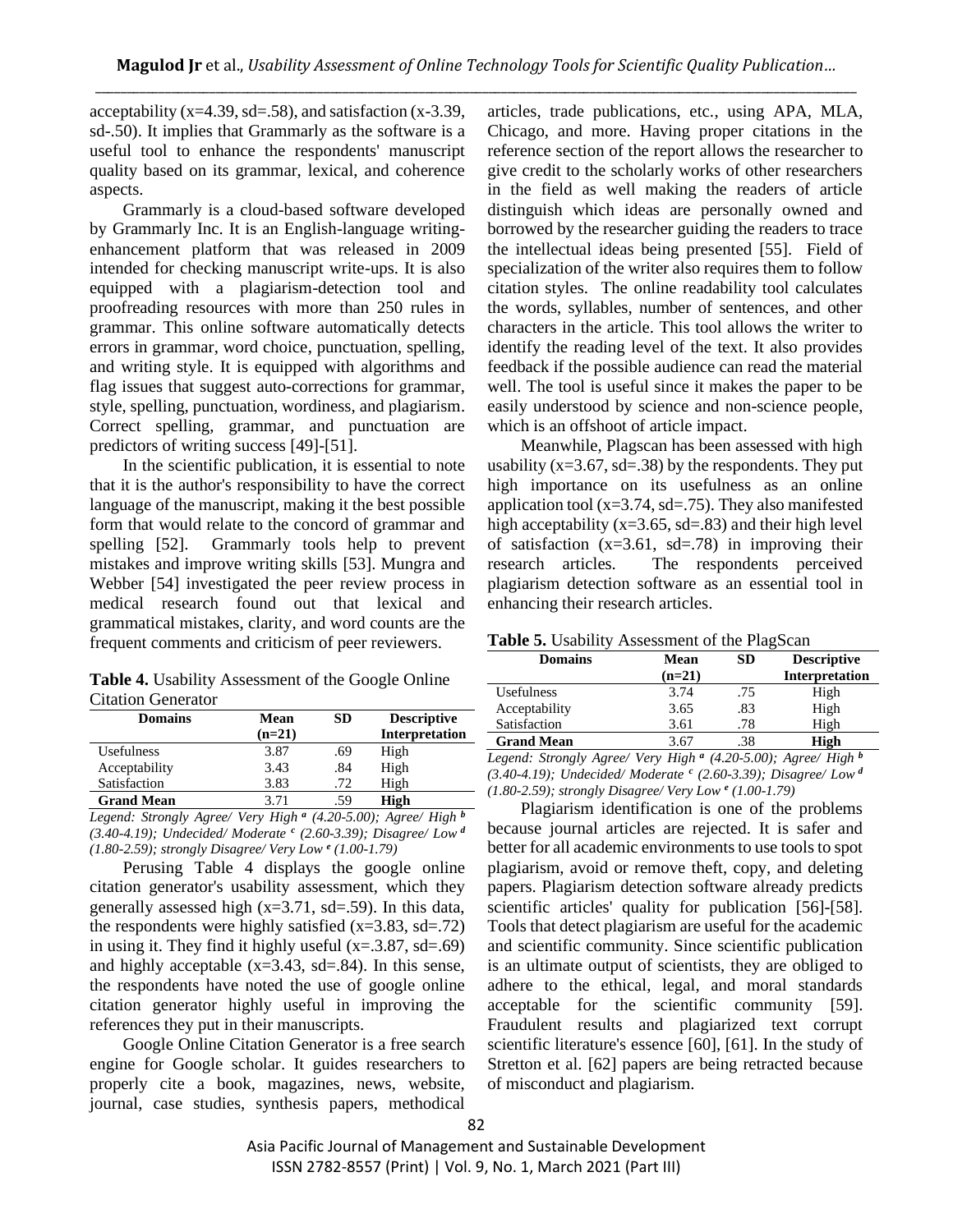acceptability (x=4.39, sd=.58), and satisfaction (x-3.39, sd-.50). It implies that Grammarly as the software is a useful tool to enhance the respondents' manuscript quality based on its grammar, lexical, and coherence aspects.

Grammarly is a cloud-based software developed by Grammarly Inc. It is an English-language writing-enhancement platform that was released in 2009 intended for checking manuscript write-ups. It is also equipped with a plagiarism-detection tool and proofreading resources with more than 250 rules in grammar. This online software automatically detects errors in grammar, word choice, punctuation, spelling, and writing style. It is equipped with algorithms and flag issues that suggest auto-corrections for grammar, style, spelling, punctuation, wordiness, and plagiarism. Correct spelling, grammar, and punctuation are predictors of writing success [49]-[51].

In the scientific publication, it is essential to note that it is the author's responsibility to have the correct language of the manuscript, making it the best possible form that would relate to the concord of grammar and spelling [52]. Grammarly tools help to prevent mistakes and improve writing skills [53]. Mungra and Webber [54] investigated the peer review process in medical research found out that lexical and grammatical mistakes, clarity, and word counts are the frequent comments and criticism of peer reviewers.

**Table 4.** Usability Assessment of the Google Online Citation Generator

| Domains | Mean (n=21) | SD | Descriptive Interpretation |
|---|---|---|---|
| Usefulness | 3.87 | .69 | High |
| Acceptability | 3.43 | .84 | High |
| Satisfaction | 3.83 | .72 | High |
| **Grand Mean** | 3.71 | .59 | **High** |

*Legend: Strongly Agree/ Very High ᵃ (4.20-5.00); Agree/ High ᵇ (3.40-4.19); Undecided/ Moderate ᶜ (2.60-3.39); Disagree/ Low ᵈ (1.80-2.59); strongly Disagree/ Very Low ᵉ (1.00-1.79)*

Perusing Table 4 displays the google online citation generator's usability assessment, which they generally assessed high (x=3.71, sd=.59). In this data, the respondents were highly satisfied (x=3.83, sd=.72) in using it. They find it highly useful (x=.3.87, sd=.69) and highly acceptable (x=3.43, sd=.84). In this sense, the respondents have noted the use of google online citation generator highly useful in improving the references they put in their manuscripts.

Google Online Citation Generator is a free search engine for Google scholar. It guides researchers to properly cite a book, magazines, news, website, journal, case studies, synthesis papers, methodical articles, trade publications, etc., using APA, MLA, Chicago, and more. Having proper citations in the reference section of the report allows the researcher to give credit to the scholarly works of other researchers in the field as well making the readers of article distinguish which ideas are personally owned and borrowed by the researcher guiding the readers to trace the intellectual ideas being presented [55]. Field of specialization of the writer also requires them to follow citation styles. The online readability tool calculates the words, syllables, number of sentences, and other characters in the article. This tool allows the writer to identify the reading level of the text. It also provides feedback if the possible audience can read the material well. The tool is useful since it makes the paper to be easily understood by science and non-science people, which is an offshoot of article impact.

Meanwhile, Plagscan has been assessed with high usability (x=3.67, sd=.38) by the respondents. They put high importance on its usefulness as an online application tool (x=3.74, sd=.75). They also manifested high acceptability (x=3.65, sd=.83) and their high level of satisfaction (x=3.61, sd=.78) in improving their research articles. The respondents perceived plagiarism detection software as an essential tool in enhancing their research articles.

**Table 5.** Usability Assessment of the PlagScan

| Domains | Mean (n=21) | SD | Descriptive Interpretation |
|---|---|---|---|
| Usefulness | 3.74 | .75 | High |
| Acceptability | 3.65 | .83 | High |
| Satisfaction | 3.61 | .78 | High |
| **Grand Mean** | 3.67 | .38 | **High** |

*Legend: Strongly Agree/ Very High ᵃ (4.20-5.00); Agree/ High ᵇ (3.40-4.19); Undecided/ Moderate ᶜ (2.60-3.39); Disagree/ Low ᵈ (1.80-2.59); strongly Disagree/ Very Low ᵉ (1.00-1.79)*

Plagiarism identification is one of the problems because journal articles are rejected. It is safer and better for all academic environments to use tools to spot plagiarism, avoid or remove theft, copy, and deleting papers. Plagiarism detection software already predicts scientific articles' quality for publication [56]-[58]. Tools that detect plagiarism are useful for the academic and scientific community. Since scientific publication is an ultimate output of scientists, they are obliged to adhere to the ethical, legal, and moral standards acceptable for the scientific community [59]. Fraudulent results and plagiarized text corrupt scientific literature's essence [60], [61]. In the study of Stretton et al. [62] papers are being retracted because of misconduct and plagiarism.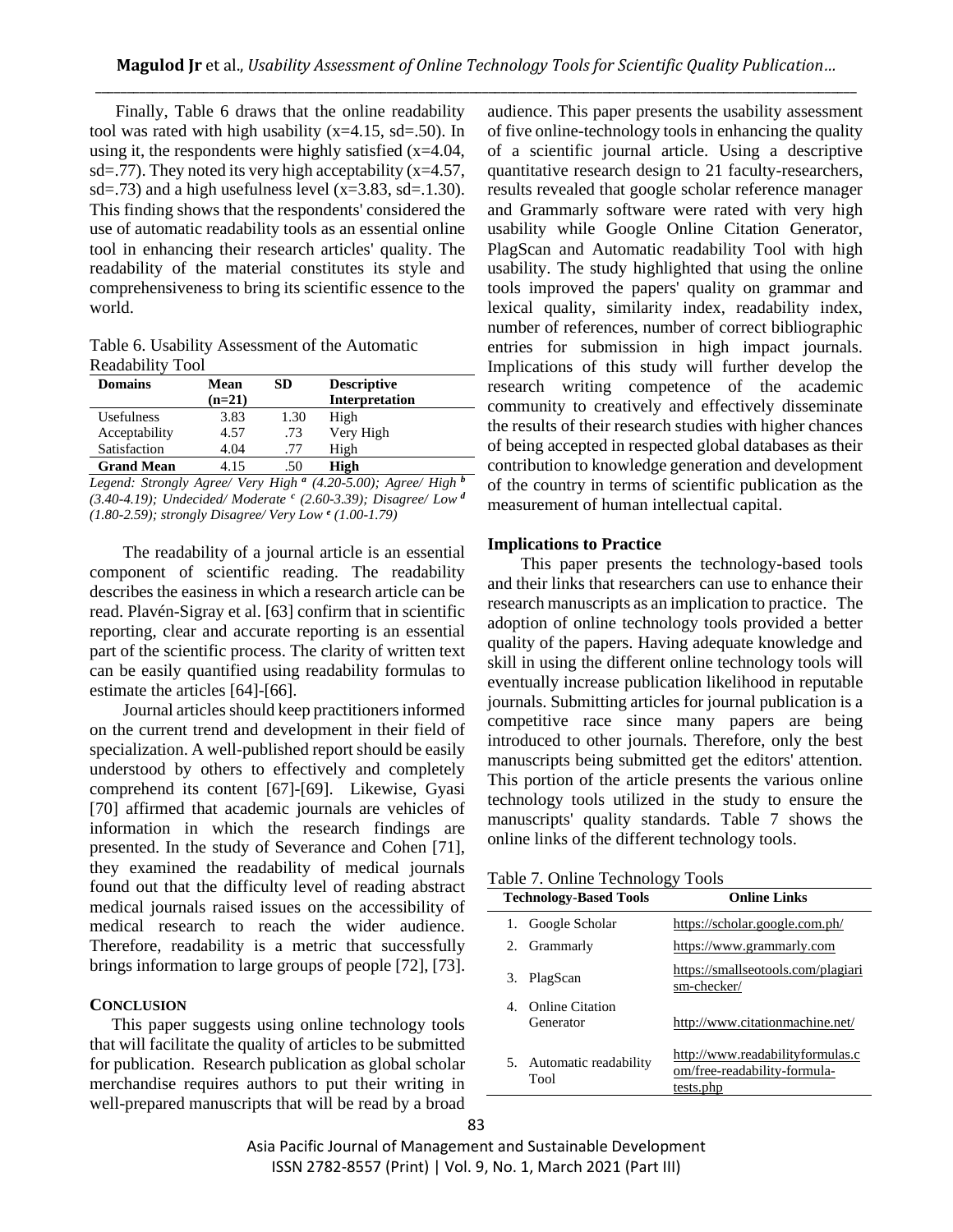Finally, Table 6 draws that the online readability tool was rated with high usability (x=4.15, sd=.50). In using it, the respondents were highly satisfied (x=4.04, sd=.77). They noted its very high acceptability (x=4.57, sd=.73) and a high usefulness level (x=3.83, sd=.1.30). This finding shows that the respondents' considered the use of automatic readability tools as an essential online tool in enhancing their research articles' quality. The readability of the material constitutes its style and comprehensiveness to bring its scientific essence to the world.

Table 6. Usability Assessment of the Automatic Readability Tool

| Domains | Mean (n=21) | SD | Descriptive Interpretation |
|---|---|---|---|
| Usefulness | 3.83 | 1.30 | High |
| Acceptability | 4.57 | .73 | Very High |
| Satisfaction | 4.04 | .77 | High |
| **Grand Mean** | 4.15 | .50 | **High** |

*Legend: Strongly Agree/ Very High [a] (4.20-5.00); Agree/ High [b] (3.40-4.19); Undecided/ Moderate [c] (2.60-3.39); Disagree/ Low [d] (1.80-2.59); strongly Disagree/ Very Low [e] (1.00-1.79)*

The readability of a journal article is an essential component of scientific reading. The readability describes the easiness in which a research article can be read. Plavén-Sigray et al. [63] confirm that in scientific reporting, clear and accurate reporting is an essential part of the scientific process. The clarity of written text can be easily quantified using readability formulas to estimate the articles [64]-[66].

Journal articles should keep practitioners informed on the current trend and development in their field of specialization. A well-published report should be easily understood by others to effectively and completely comprehend its content [67]-[69]. Likewise, Gyasi [70] affirmed that academic journals are vehicles of information in which the research findings are presented. In the study of Severance and Cohen [71], they examined the readability of medical journals found out that the difficulty level of reading abstract medical journals raised issues on the accessibility of medical research to reach the wider audience. Therefore, readability is a metric that successfully brings information to large groups of people [72], [73].

## CONCLUSION

This paper suggests using online technology tools that will facilitate the quality of articles to be submitted for publication. Research publication as global scholar merchandise requires authors to put their writing in well-prepared manuscripts that will be read by a broad audience. This paper presents the usability assessment of five online-technology tools in enhancing the quality of a scientific journal article. Using a descriptive quantitative research design to 21 faculty-researchers, results revealed that google scholar reference manager and Grammarly software were rated with very high usability while Google Online Citation Generator, PlagScan and Automatic readability Tool with high usability. The study highlighted that using the online tools improved the papers' quality on grammar and lexical quality, similarity index, readability index, number of references, number of correct bibliographic entries for submission in high impact journals. Implications of this study will further develop the research writing competence of the academic community to creatively and effectively disseminate the results of their research studies with higher chances of being accepted in respected global databases as their contribution to knowledge generation and development of the country in terms of scientific publication as the measurement of human intellectual capital.

### Implications to Practice

This paper presents the technology-based tools and their links that researchers can use to enhance their research manuscripts as an implication to practice. The adoption of online technology tools provided a better quality of the papers. Having adequate knowledge and skill in using the different online technology tools will eventually increase publication likelihood in reputable journals. Submitting articles for journal publication is a competitive race since many papers are being introduced to other journals. Therefore, only the best manuscripts being submitted get the editors' attention. This portion of the article presents the various online technology tools utilized in the study to ensure the manuscripts' quality standards. Table 7 shows the online links of the different technology tools.

Table 7. Online Technology Tools

| Technology-Based Tools | Online Links |
|---|---|
| 1. Google Scholar | https://scholar.google.com.ph/ |
| 2. Grammarly | https://www.grammarly.com |
| 3. PlagScan | https://smallseotools.com/plagiarism-checker/ |
| 4. Online Citation Generator | http://www.citationmachine.net/ |
| 5. Automatic readability Tool | http://www.readabilityformulas.com/free-readability-formula-tests.php |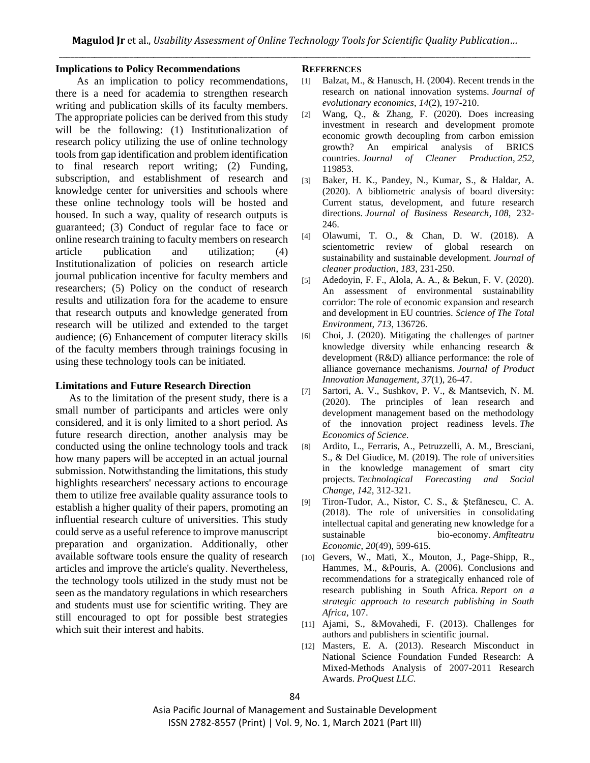### Implications to Policy Recommendations

As an implication to policy recommendations, there is a need for academia to strengthen research writing and publication skills of its faculty members. The appropriate policies can be derived from this study will be the following: (1) Institutionalization of research policy utilizing the use of online technology tools from gap identification and problem identification to final research report writing; (2) Funding, subscription, and establishment of research and knowledge center for universities and schools where these online technology tools will be hosted and housed. In such a way, quality of research outputs is guaranteed; (3) Conduct of regular face to face or online research training to faculty members on research article publication and utilization; (4) Institutionalization of policies on research article journal publication incentive for faculty members and researchers; (5) Policy on the conduct of research results and utilization fora for the academe to ensure that research outputs and knowledge generated from research will be utilized and extended to the target audience; (6) Enhancement of computer literacy skills of the faculty members through trainings focusing in using these technology tools can be initiated.

### Limitations and Future Research Direction

As to the limitation of the present study, there is a small number of participants and articles were only considered, and it is only limited to a short period. As future research direction, another analysis may be conducted using the online technology tools and track how many papers will be accepted in an actual journal submission. Notwithstanding the limitations, this study highlights researchers' necessary actions to encourage them to utilize free available quality assurance tools to establish a higher quality of their papers, promoting an influential research culture of universities. This study could serve as a useful reference to improve manuscript preparation and organization. Additionally, other available software tools ensure the quality of research articles and improve the article's quality. Nevertheless, the technology tools utilized in the study must not be seen as the mandatory regulations in which researchers and students must use for scientific writing. They are still encouraged to opt for possible best strategies which suit their interest and habits.

## REFERENCES

[1] Balzat, M., & Hanusch, H. (2004). Recent trends in the research on national innovation systems. *Journal of evolutionary economics*, *14*(2), 197-210.

[2] Wang, Q., & Zhang, F. (2020). Does increasing investment in research and development promote economic growth decoupling from carbon emission growth? An empirical analysis of BRICS countries. *Journal of Cleaner Production*, *252*, 119853.

[3] Baker, H. K., Pandey, N., Kumar, S., & Haldar, A. (2020). A bibliometric analysis of board diversity: Current status, development, and future research directions. *Journal of Business Research*, *108*, 232-246.

[4] Olawumi, T. O., & Chan, D. W. (2018). A scientometric review of global research on sustainability and sustainable development. *Journal of cleaner production*, *183*, 231-250.

[5] Adedoyin, F. F., Alola, A. A., & Bekun, F. V. (2020). An assessment of environmental sustainability corridor: The role of economic expansion and research and development in EU countries. *Science of The Total Environment*, *713*, 136726.

[6] Choi, J. (2020). Mitigating the challenges of partner knowledge diversity while enhancing research & development (R&D) alliance performance: the role of alliance governance mechanisms. *Journal of Product Innovation Management*, *37*(1), 26-47.

[7] Sartori, A. V., Sushkov, P. V., & Mantsevich, N. M. (2020). The principles of lean research and development management based on the methodology of the innovation project readiness levels. *The Economics of Science*.

[8] Ardito, L., Ferraris, A., Petruzzelli, A. M., Bresciani, S., & Del Giudice, M. (2019). The role of universities in the knowledge management of smart city projects. *Technological Forecasting and Social Change*, *142*, 312-321.

[9] Tiron-Tudor, A., Nistor, C. S., & Ştefănescu, C. A. (2018). The role of universities in consolidating intellectual capital and generating new knowledge for a sustainable bio-economy. *Amfiteatru Economic*, *20*(49), 599-615.

[10] Gevers, W., Mati, X., Mouton, J., Page-Shipp, R., Hammes, M., &Pouris, A. (2006). Conclusions and recommendations for a strategically enhanced role of research publishing in South Africa. *Report on a strategic approach to research publishing in South Africa*, 107.

[11] Ajami, S., &Movahedi, F. (2013). Challenges for authors and publishers in scientific journal.

[12] Masters, E. A. (2013). Research Misconduct in National Science Foundation Funded Research: A Mixed-Methods Analysis of 2007-2011 Research Awards. *ProQuest LLC*.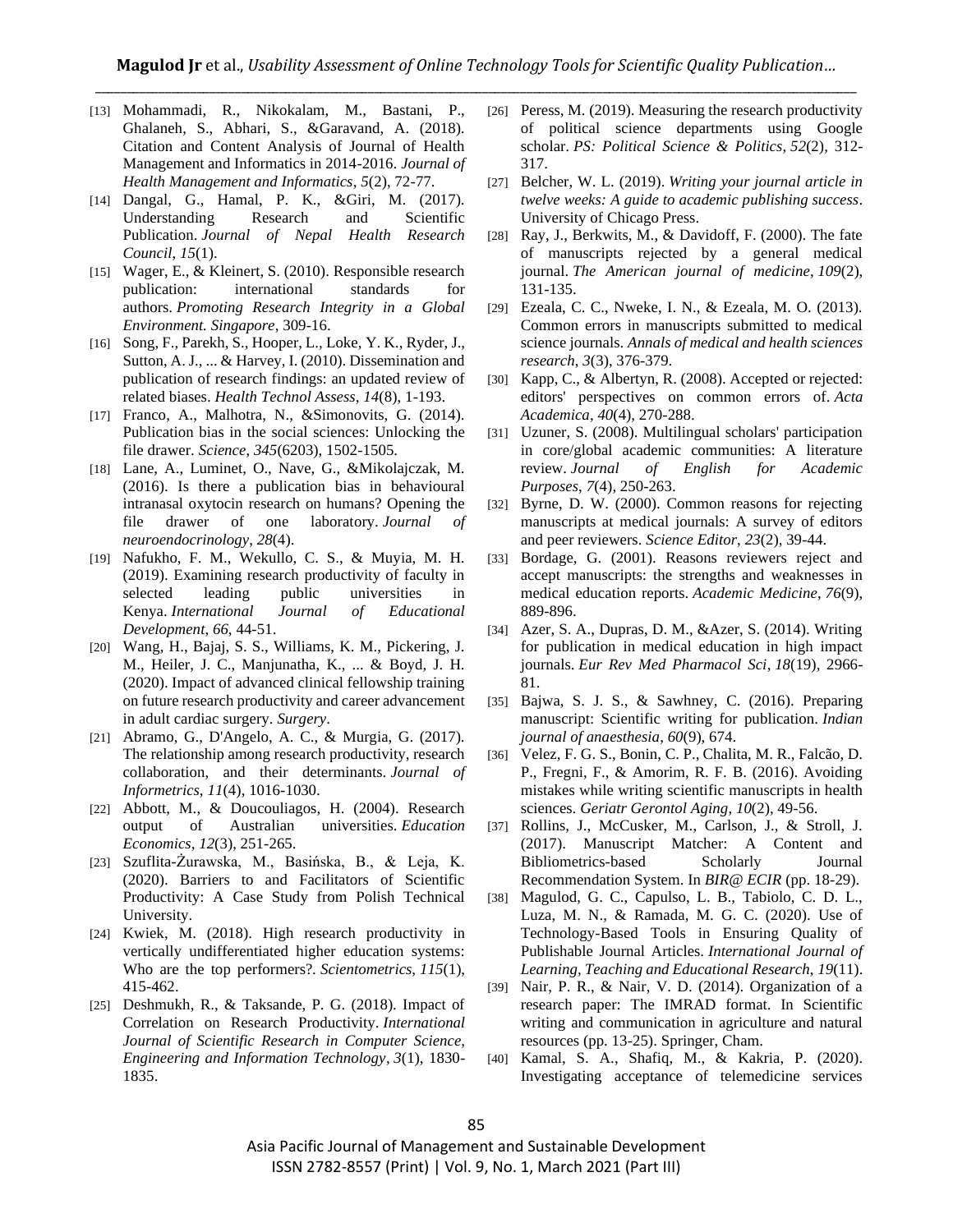[13] Mohammadi, R., Nikokalam, M., Bastani, P., Ghalaneh, S., Abhari, S., &Garavand, A. (2018). Citation and Content Analysis of Journal of Health Management and Informatics in 2014-2016. *Journal of Health Management and Informatics*, *5*(2), 72-77.

[14] Dangal, G., Hamal, P. K., &Giri, M. (2017). Understanding Research and Scientific Publication. *Journal of Nepal Health Research Council*, *15*(1).

[15] Wager, E., & Kleinert, S. (2010). Responsible research publication: international standards for authors. *Promoting Research Integrity in a Global Environment. Singapore*, 309-16.

[16] Song, F., Parekh, S., Hooper, L., Loke, Y. K., Ryder, J., Sutton, A. J., ... & Harvey, I. (2010). Dissemination and publication of research findings: an updated review of related biases. *Health Technol Assess*, *14*(8), 1-193.

[17] Franco, A., Malhotra, N., &Simonovits, G. (2014). Publication bias in the social sciences: Unlocking the file drawer. *Science*, *345*(6203), 1502-1505.

[18] Lane, A., Luminet, O., Nave, G., &Mikolajczak, M. (2016). Is there a publication bias in behavioural intranasal oxytocin research on humans? Opening the file drawer of one laboratory. *Journal of neuroendocrinology*, *28*(4).

[19] Nafukho, F. M., Wekullo, C. S., & Muyia, M. H. (2019). Examining research productivity of faculty in selected leading public universities in Kenya. *International Journal of Educational Development*, *66*, 44-51.

[20] Wang, H., Bajaj, S. S., Williams, K. M., Pickering, J. M., Heiler, J. C., Manjunatha, K., ... & Boyd, J. H. (2020). Impact of advanced clinical fellowship training on future research productivity and career advancement in adult cardiac surgery. *Surgery*.

[21] Abramo, G., D'Angelo, A. C., & Murgia, G. (2017). The relationship among research productivity, research collaboration, and their determinants. *Journal of Informetrics*, *11*(4), 1016-1030.

[22] Abbott, M., & Doucouliagos, H. (2004). Research output of Australian universities. *Education Economics*, *12*(3), 251-265.

[23] Szuflita-Żurawska, M., Basińska, B., & Leja, K. (2020). Barriers to and Facilitators of Scientific Productivity: A Case Study from Polish Technical University.

[24] Kwiek, M. (2018). High research productivity in vertically undifferentiated higher education systems: Who are the top performers?. *Scientometrics*, *115*(1), 415-462.

[25] Deshmukh, R., & Taksande, P. G. (2018). Impact of Correlation on Research Productivity. *International Journal of Scientific Research in Computer Science, Engineering and Information Technology*, *3*(1), 1830-1835.

[26] Peress, M. (2019). Measuring the research productivity of political science departments using Google scholar. *PS: Political Science & Politics*, *52*(2), 312-317.

[27] Belcher, W. L. (2019). *Writing your journal article in twelve weeks: A guide to academic publishing success*. University of Chicago Press.

[28] Ray, J., Berkwits, M., & Davidoff, F. (2000). The fate of manuscripts rejected by a general medical journal. *The American journal of medicine*, *109*(2), 131-135.

[29] Ezeala, C. C., Nweke, I. N., & Ezeala, M. O. (2013). Common errors in manuscripts submitted to medical science journals. *Annals of medical and health sciences research*, *3*(3), 376-379.

[30] Kapp, C., & Albertyn, R. (2008). Accepted or rejected: editors' perspectives on common errors of. *Acta Academica*, *40*(4), 270-288.

[31] Uzuner, S. (2008). Multilingual scholars' participation in core/global academic communities: A literature review. *Journal of English for Academic Purposes*, *7*(4), 250-263.

[32] Byrne, D. W. (2000). Common reasons for rejecting manuscripts at medical journals: A survey of editors and peer reviewers. *Science Editor*, *23*(2), 39-44.

[33] Bordage, G. (2001). Reasons reviewers reject and accept manuscripts: the strengths and weaknesses in medical education reports. *Academic Medicine*, *76*(9), 889-896.

[34] Azer, S. A., Dupras, D. M., &Azer, S. (2014). Writing for publication in medical education in high impact journals. *Eur Rev Med Pharmacol Sci*, *18*(19), 2966-81.

[35] Bajwa, S. J. S., & Sawhney, C. (2016). Preparing manuscript: Scientific writing for publication. *Indian journal of anaesthesia*, *60*(9), 674.

[36] Velez, F. G. S., Bonin, C. P., Chalita, M. R., Falcão, D. P., Fregni, F., & Amorim, R. F. B. (2016). Avoiding mistakes while writing scientific manuscripts in health sciences. *Geriatr Gerontol Aging*, *10*(2), 49-56.

[37] Rollins, J., McCusker, M., Carlson, J., & Stroll, J. (2017). Manuscript Matcher: A Content and Bibliometrics-based Scholarly Journal Recommendation System. In *BIR@ ECIR* (pp. 18-29).

[38] Magulod, G. C., Capulso, L. B., Tabiolo, C. D. L., Luza, M. N., & Ramada, M. G. C. (2020). Use of Technology-Based Tools in Ensuring Quality of Publishable Journal Articles. *International Journal of Learning, Teaching and Educational Research*, *19*(11).

[39] Nair, P. R., & Nair, V. D. (2014). Organization of a research paper: The IMRAD format. In Scientific writing and communication in agriculture and natural resources (pp. 13-25). Springer, Cham.

[40] Kamal, S. A., Shafiq, M., & Kakria, P. (2020). Investigating acceptance of telemedicine services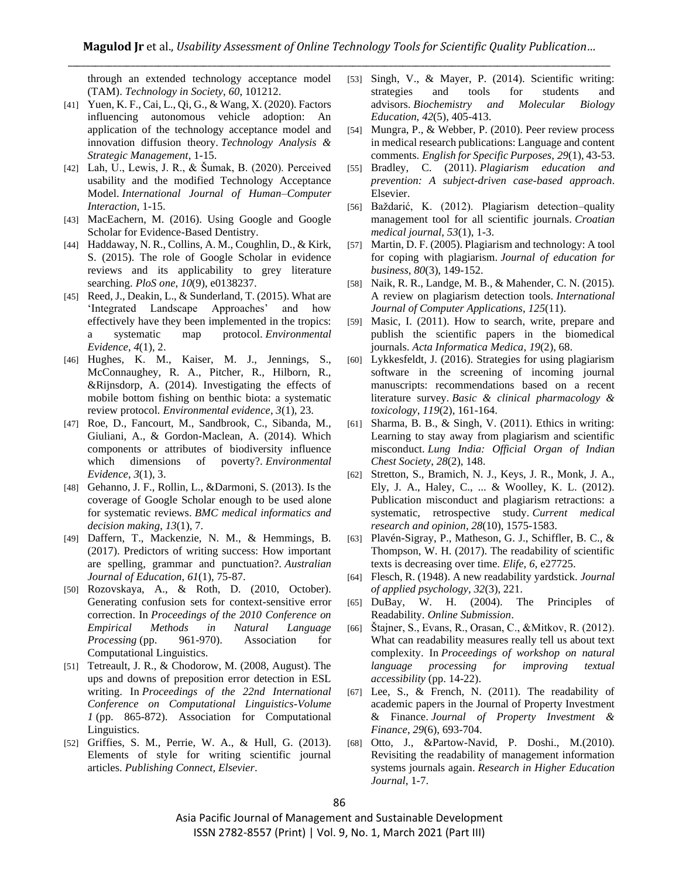through an extended technology acceptance model (TAM). *Technology in Society*, *60*, 101212.

[41] Yuen, K. F., Cai, L., Qi, G., & Wang, X. (2020). Factors influencing autonomous vehicle adoption: An application of the technology acceptance model and innovation diffusion theory. *Technology Analysis & Strategic Management*, 1-15.

[42] Lah, U., Lewis, J. R., & Šumak, B. (2020). Perceived usability and the modified Technology Acceptance Model. *International Journal of Human–Computer Interaction*, 1-15.

[43] MacEachern, M. (2016). Using Google and Google Scholar for Evidence-Based Dentistry.

[44] Haddaway, N. R., Collins, A. M., Coughlin, D., & Kirk, S. (2015). The role of Google Scholar in evidence reviews and its applicability to grey literature searching. *PloS one*, *10*(9), e0138237.

[45] Reed, J., Deakin, L., & Sunderland, T. (2015). What are 'Integrated Landscape Approaches' and how effectively have they been implemented in the tropics: a systematic map protocol. *Environmental Evidence*, *4*(1), 2.

[46] Hughes, K. M., Kaiser, M. J., Jennings, S., McConnaughey, R. A., Pitcher, R., Hilborn, R., &Rijnsdorp, A. (2014). Investigating the effects of mobile bottom fishing on benthic biota: a systematic review protocol. *Environmental evidence*, *3*(1), 23.

[47] Roe, D., Fancourt, M., Sandbrook, C., Sibanda, M., Giuliani, A., & Gordon-Maclean, A. (2014). Which components or attributes of biodiversity influence which dimensions of poverty?. *Environmental Evidence*, *3*(1), 3.

[48] Gehanno, J. F., Rollin, L., &Darmoni, S. (2013). Is the coverage of Google Scholar enough to be used alone for systematic reviews. *BMC medical informatics and decision making*, *13*(1), 7.

[49] Daffern, T., Mackenzie, N. M., & Hemmings, B. (2017). Predictors of writing success: How important are spelling, grammar and punctuation?. *Australian Journal of Education*, *61*(1), 75-87.

[50] Rozovskaya, A., & Roth, D. (2010, October). Generating confusion sets for context-sensitive error correction. In *Proceedings of the 2010 Conference on Empirical Methods in Natural Language Processing* (pp. 961-970). Association for Computational Linguistics.

[51] Tetreault, J. R., & Chodorow, M. (2008, August). The ups and downs of preposition error detection in ESL writing. In *Proceedings of the 22nd International Conference on Computational Linguistics-Volume 1* (pp. 865-872). Association for Computational Linguistics.

[52] Griffies, S. M., Perrie, W. A., & Hull, G. (2013). Elements of style for writing scientific journal articles. *Publishing Connect, Elsevier*.

[53] Singh, V., & Mayer, P. (2014). Scientific writing: strategies and tools for students and advisors. *Biochemistry and Molecular Biology Education*, *42*(5), 405-413.

[54] Mungra, P., & Webber, P. (2010). Peer review process in medical research publications: Language and content comments. *English for Specific Purposes*, *29*(1), 43-53.

[55] Bradley, C. (2011). *Plagiarism education and prevention: A subject-driven case-based approach*. Elsevier.

[56] Baždarić, K. (2012). Plagiarism detection–quality management tool for all scientific journals. *Croatian medical journal*, *53*(1), 1-3.

[57] Martin, D. F. (2005). Plagiarism and technology: A tool for coping with plagiarism. *Journal of education for business*, *80*(3), 149-152.

[58] Naik, R. R., Landge, M. B., & Mahender, C. N. (2015). A review on plagiarism detection tools. *International Journal of Computer Applications*, *125*(11).

[59] Masic, I. (2011). How to search, write, prepare and publish the scientific papers in the biomedical journals. *Acta Informatica Medica*, *19*(2), 68.

[60] Lykkesfeldt, J. (2016). Strategies for using plagiarism software in the screening of incoming journal manuscripts: recommendations based on a recent literature survey. *Basic & clinical pharmacology & toxicology*, *119*(2), 161-164.

[61] Sharma, B. B., & Singh, V. (2011). Ethics in writing: Learning to stay away from plagiarism and scientific misconduct. *Lung India: Official Organ of Indian Chest Society*, *28*(2), 148.

[62] Stretton, S., Bramich, N. J., Keys, J. R., Monk, J. A., Ely, J. A., Haley, C., ... & Woolley, K. L. (2012). Publication misconduct and plagiarism retractions: a systematic, retrospective study. *Current medical research and opinion*, *28*(10), 1575-1583.

[63] Plavén-Sigray, P., Matheson, G. J., Schiffler, B. C., & Thompson, W. H. (2017). The readability of scientific texts is decreasing over time. *Elife*, *6*, e27725.

[64] Flesch, R. (1948). A new readability yardstick. *Journal of applied psychology*, *32*(3), 221.

[65] DuBay, W. H. (2004). The Principles of Readability. *Online Submission*.

[66] Štajner, S., Evans, R., Orasan, C., &Mitkov, R. (2012). What can readability measures really tell us about text complexity. In *Proceedings of workshop on natural language processing for improving textual accessibility* (pp. 14-22).

[67] Lee, S., & French, N. (2011). The readability of academic papers in the Journal of Property Investment & Finance. *Journal of Property Investment & Finance*, *29*(6), 693-704.

[68] Otto, J., &Partow-Navid, P. Doshi., M.(2010). Revisiting the readability of management information systems journals again. *Research in Higher Education Journal*, 1-7.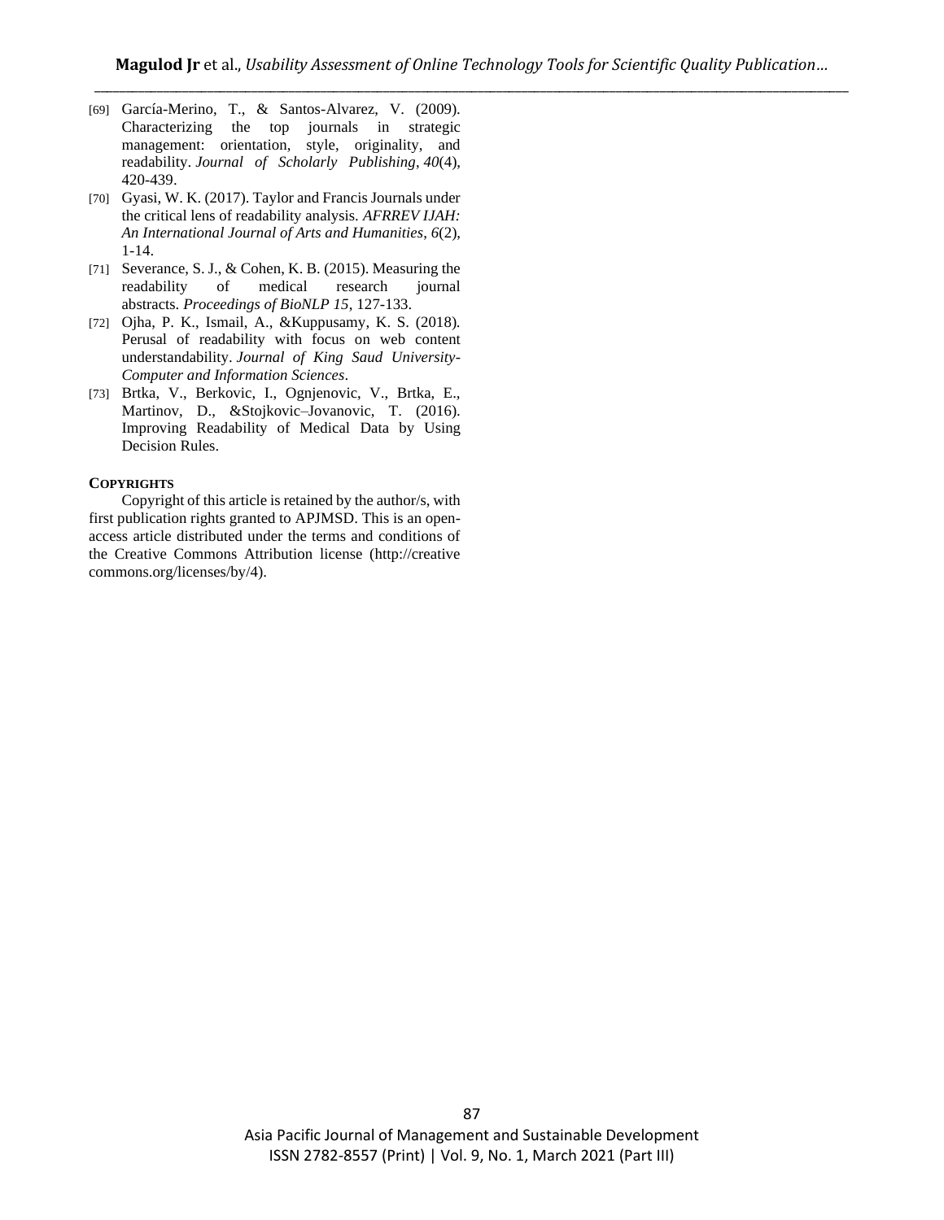[69] García-Merino, T., & Santos-Alvarez, V. (2009). Characterizing the top journals in strategic management: orientation, style, originality, and readability. *Journal of Scholarly Publishing*, *40*(4), 420-439.

[70] Gyasi, W. K. (2017). Taylor and Francis Journals under the critical lens of readability analysis. *AFRREV IJAH: An International Journal of Arts and Humanities*, *6*(2), 1-14.

[71] Severance, S. J., & Cohen, K. B. (2015). Measuring the readability of medical research journal abstracts. *Proceedings of BioNLP 15*, 127-133.

[72] Ojha, P. K., Ismail, A., &Kuppusamy, K. S. (2018). Perusal of readability with focus on web content understandability. *Journal of King Saud University-Computer and Information Sciences*.

[73] Brtka, V., Berkovic, I., Ognjenovic, V., Brtka, E., Martinov, D., &Stojkovic–Jovanovic, T. (2016). Improving Readability of Medical Data by Using Decision Rules.

**COPYRIGHTS**

Copyright of this article is retained by the author/s, with first publication rights granted to APJMSD. This is an open-access article distributed under the terms and conditions of the Creative Commons Attribution license (http://creative commons.org/licenses/by/4).